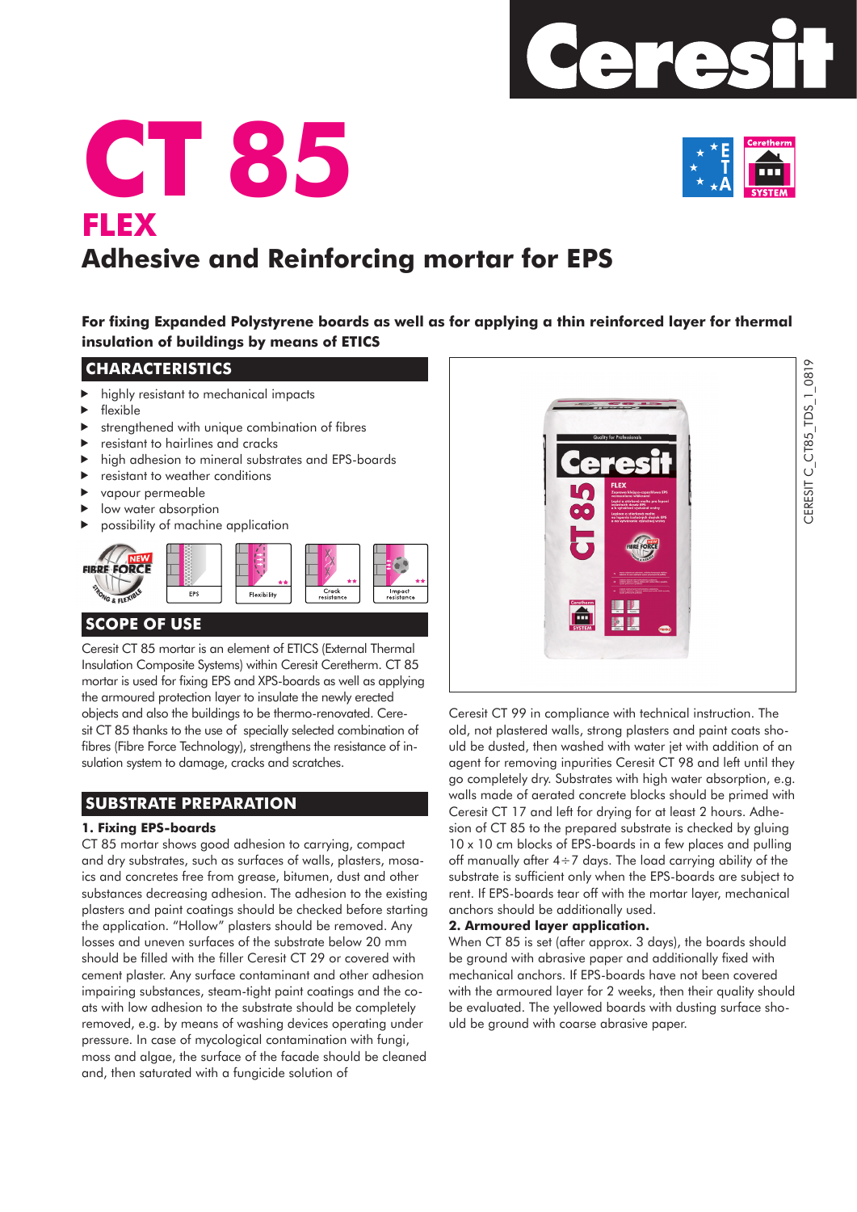# CT 85

## FLEX

## Adhesive and Reinforcing mortar for EPS

**For fixing Expanded Polystyrene boards as well as for applying a thin reinforced layer for thermal insulation of buildings by means of ETICS**

### CHARACTERISTICS

- highly resistant to mechanical impacts
- flexible
- strengthened with unique combination of fibres
- resistant to hairlines and cracks
- high adhesion to mineral substrates and EPS-boards
- resistant to weather conditions
- vapour permeable
- low water absorption
- possibility of machine application

### SCOPE OF USE

Ceresit CT 85 mortar is an element of ETICS (External Thermal Insulation Composite Systems) within Ceresit Ceretherm. CT 85 mortar is used for fixing EPS and XPS-boards as well as applying the armoured protection layer to insulate the newly erected objects and also the buildings to be thermo-renovated. Ceresit CT 85 thanks to the use of specially selected combination of fibres (Fibre Force Technology), strengthens the resistance of insulation system to damage, cracks and scratches.

### SUBSTRATE PREPARATION

**1. Fixing EPS-boards**

CT 85 mortar shows good adhesion to carrying, compact and dry substrates, such as surfaces of walls, plasters, mosaics and concretes free from grease, bitumen, dust and other substances decreasing adhesion. The adhesion to the existing plasters and paint coatings should be checked before starting the application. "Hollow" plasters should be removed. Any losses and uneven surfaces of the substrate below 20 mm should be filled with the filler Ceresit CT 29 or covered with cement plaster. Any surface contaminant and other adhesion impairing substances, steam-tight paint coatings and the coats with low adhesion to the substrate should be completely removed, e.g. by means of washing devices operating under pressure. In case of mycological contamination with fungi, moss and algae, the surface of the facade should be cleaned and, then saturated with a fungicide solution of Ceresit CT 99 in compliance with technical instruction. The old, not plastered walls, strong plasters and paint coats should be dusted, then washed with water jet with addition of an agent for removing inpurities Ceresit CT 98 and left until they go completely dry. Substrates with high water absorption, e.g. walls made of aerated concrete blocks should be primed with Ceresit CT 17 and left for drying for at least 2 hours. Adhesion of CT 85 to the prepared substrate is checked by gluing 10 x 10 cm blocks of EPS-boards in a few places and pulling off manually after 4÷7 days. The load carrying ability of the substrate is sufficient only when the EPS-boards are subject to rent. If EPS-boards tear off with the mortar layer, mechanical anchors should be additionally used.

**2. Armoured layer application.**

When CT 85 is set (after approx. 3 days), the boards should be ground with abrasive paper and additionally fixed with mechanical anchors. If EPS-boards have not been covered with the armoured layer for 2 weeks, then their quality should be evaluated. The yellowed boards with dusting surface should be ground with coarse abrasive paper.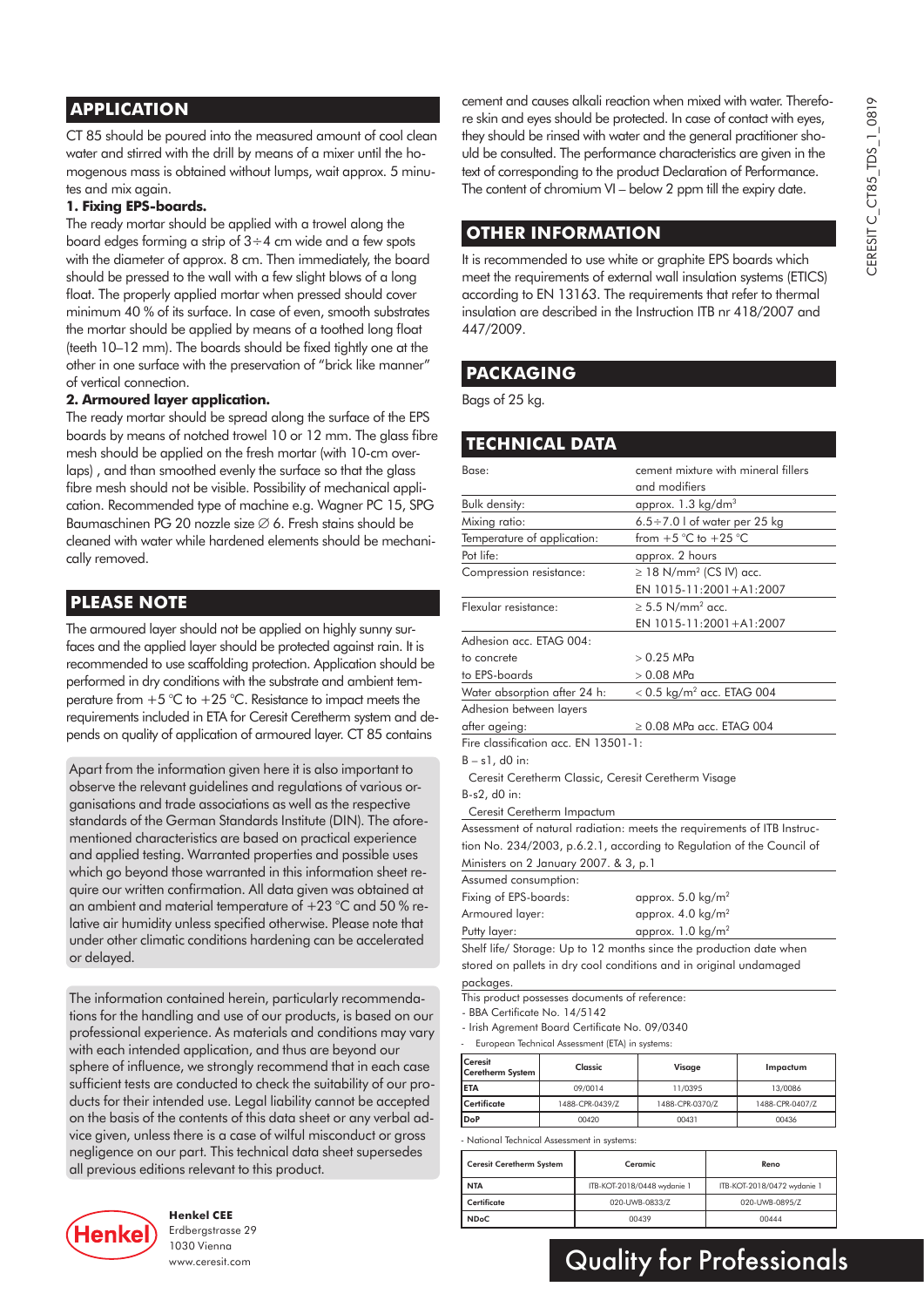## APPLICATION

CT 85 should be poured into the measured amount of cool clean water and stirred with the drill by means of a mixer until the homogenous mass is obtained without lumps, wait approx. 5 minutes and mix again.

**1. Fixing EPS-boards.**

The ready mortar should be applied with a trowel along the board edges forming a strip of 3÷4 cm wide and a few spots with the diameter of approx. 8 cm. Then immediately, the board should be pressed to the wall with a few slight blows of a long float. The properly applied mortar when pressed should cover minimum 40 % of its surface. In case of even, smooth substrates the mortar should be applied by means of a toothed long float (teeth 10–12 mm). The boards should be fixed tightly one at the other in one surface with the preservation of "brick like manner" of vertical connection.

**2. Armoured layer application.**

The ready mortar should be spread along the surface of the EPS boards by means of notched trowel 10 or 12 mm. The glass fibre mesh should be applied on the fresh mortar (with 10-cm overlaps) , and than smoothed evenly the surface so that the glass fibre mesh should not be visible. Possibility of mechanical application. Recommended type of machine e.g. Wagner PC 15, SPG Baumaschinen PG 20 nozzle size ∅ 6. Fresh stains should be cleaned with water while hardened elements should be mechanically removed.

## PLEASE NOTE

The armoured layer should not be applied on highly sunny surfaces and the applied layer should be protected against rain. It is recommended to use scaffolding protection. Application should be performed in dry conditions with the substrate and ambient temperature from +5 °C to +25 °C. Resistance to impact meets the requirements included in ETA for Ceresit Ceretherm system and depends on quality of application of armoured layer. CT 85 contains cement and causes alkali reaction when mixed with water. Therefore skin and eyes should be protected. In case of contact with eyes, they should be rinsed with water and the general practitioner should be consulted. The performance characteristics are given in the text of corresponding to the product Declaration of Performance. The content of chromium VI – below 2 ppm till the expiry date.

Apart from the information given here it is also important to observe the relevant guidelines and regulations of various organisations and trade associations as well as the respective standards of the German Standards Institute (DIN). The aforementioned characteristics are based on practical experience and applied testing. Warranted properties and possible uses which go beyond those warranted in this information sheet require our written confirmation. All data given was obtained at an ambient and material temperature of +23 °C and 50 % relative air humidity unless specified otherwise. Please note that under other climatic conditions hardening can be accelerated or delayed.

The information contained herein, particularly recommendations for the handling and use of our products, is based on our professional experience. As materials and conditions may vary with each intended application, and thus are beyond our sphere of influence, we strongly recommend that in each case sufficient tests are conducted to check the suitability of our products for their intended use. Legal liability cannot be accepted on the basis of the contents of this data sheet or any verbal advice given, unless there is a case of wilful misconduct or gross negligence on our part. This technical data sheet supersedes all previous editions relevant to this product.

**Henkel CEE**
Erdbergstrasse 29
1030 Vienna
www.ceresit.com

## OTHER INFORMATION

It is recommended to use white or graphite EPS boards which meet the requirements of external wall insulation systems (ETICS) according to EN 13163. The requirements that refer to thermal insulation are described in the Instruction ITB nr 418/2007 and 447/2009.

## PACKAGING

Bags of 25 kg.

## TECHNICAL DATA

| | |
|---|---|
| Base: | cement mixture with mineral fillers and modifiers |
| Bulk density: | approx. 1.3 kg/dm$^3$ |
| Mixing ratio: | 6.5÷7.0 l of water per 25 kg |
| Temperature of application: | from +5 °C to +25 °C |
| Pot life: | approx. 2 hours |
| Compression resistance: | ≥ 18 N/mm$^2$ (CS IV) acc. EN 1015-11:2001+A1:2007 |
| Flexular resistance: | ≥ 5.5 N/mm$^2$ acc. EN 1015-11:2001+A1:2007 |
| Adhesion acc. ETAG 004: | |
| to concrete | > 0.25 MPa |
| to EPS-boards | > 0.08 MPa |
| Water absorption after 24 h: | < 0.5 kg/m$^2$ acc. ETAG 004 |
| Adhesion between layers after ageing: | ≥ 0.08 MPa acc. ETAG 004 |

Fire classification acc. EN 13501-1:
B – s1, d0 in:
Ceresit Ceretherm Classic, Ceresit Ceretherm Visage
B-s2, d0 in:
Ceresit Ceretherm Impactum

Assessment of natural radiation: meets the requirements of ITB Instruction No. 234/2003, p.6.2.1, according to Regulation of the Council of Ministers on 2 January 2007. & 3, p.1

| Assumed consumption: | |
|---|---|
| Fixing of EPS-boards: | approx. 5.0 kg/m$^2$ |
| Armoured layer: | approx. 4.0 kg/m$^2$ |
| Putty layer: | approx. 1.0 kg/m$^2$ |

Shelf life/ Storage: Up to 12 months since the production date when stored on pallets in dry cool conditions and in original undamaged packages.

This product possesses documents of reference:
- BBA Certificate No. 14/5142
- Irish Agrement Board Certificate No. 09/0340
- European Technical Assessment (ETA) in systems:

| Ceresit Ceretherm System | Classic | Visage | Impactum |
|---|---|---|---|
| ETA | 09/0014 | 11/0395 | 13/0086 |
| Certificate | 1488-CPR-0439/Z | 1488-CPR-0370/Z | 1488-CPR-0407/Z |
| DoP | 00420 | 00431 | 00436 |

- National Technical Assessment in systems:

| Ceresit Ceretherm System | Ceramic | Reno |
|---|---|---|
| NTA | ITB-KOT-2018/0448 wydanie 1 | ITB-KOT-2018/0472 wydanie 1 |
| Certificate | 020-UWB-0833/Z | 020-UWB-0895/Z |
| NDoC | 00439 | 00444 |

Quality for Professionals